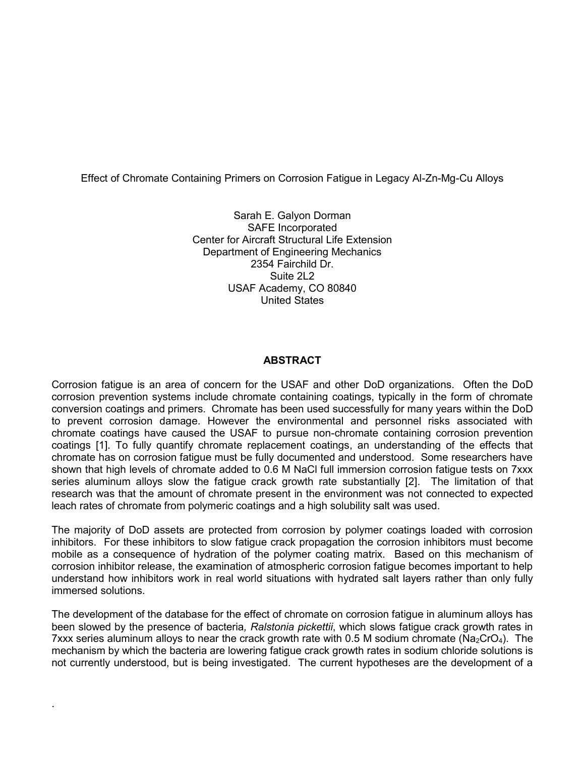# Effect of Chromate Containing Primers on Corrosion Fatigue in Legacy Al-Zn-Mg-Cu Alloys

Sarah E. Galyon Dorman
SAFE Incorporated
Center for Aircraft Structural Life Extension
Department of Engineering Mechanics
2354 Fairchild Dr.
Suite 2L2
USAF Academy, CO 80840
United States

## ABSTRACT

Corrosion fatigue is an area of concern for the USAF and other DoD organizations. Often the DoD corrosion prevention systems include chromate containing coatings, typically in the form of chromate conversion coatings and primers. Chromate has been used successfully for many years within the DoD to prevent corrosion damage. However the environmental and personnel risks associated with chromate coatings have caused the USAF to pursue non-chromate containing corrosion prevention coatings [1]. To fully quantify chromate replacement coatings, an understanding of the effects that chromate has on corrosion fatigue must be fully documented and understood. Some researchers have shown that high levels of chromate added to 0.6 M NaCl full immersion corrosion fatigue tests on 7xxx series aluminum alloys slow the fatigue crack growth rate substantially [2]. The limitation of that research was that the amount of chromate present in the environment was not connected to expected leach rates of chromate from polymeric coatings and a high solubility salt was used.

The majority of DoD assets are protected from corrosion by polymer coatings loaded with corrosion inhibitors. For these inhibitors to slow fatigue crack propagation the corrosion inhibitors must become mobile as a consequence of hydration of the polymer coating matrix. Based on this mechanism of corrosion inhibitor release, the examination of atmospheric corrosion fatigue becomes important to help understand how inhibitors work in real world situations with hydrated salt layers rather than only fully immersed solutions.

The development of the database for the effect of chromate on corrosion fatigue in aluminum alloys has been slowed by the presence of bacteria, *Ralstonia pickettii*, which slows fatigue crack growth rates in 7xxx series aluminum alloys to near the crack growth rate with 0.5 M sodium chromate ($Na_2CrO_4$). The mechanism by which the bacteria are lowering fatigue crack growth rates in sodium chloride solutions is not currently understood, but is being investigated. The current hypotheses are the development of a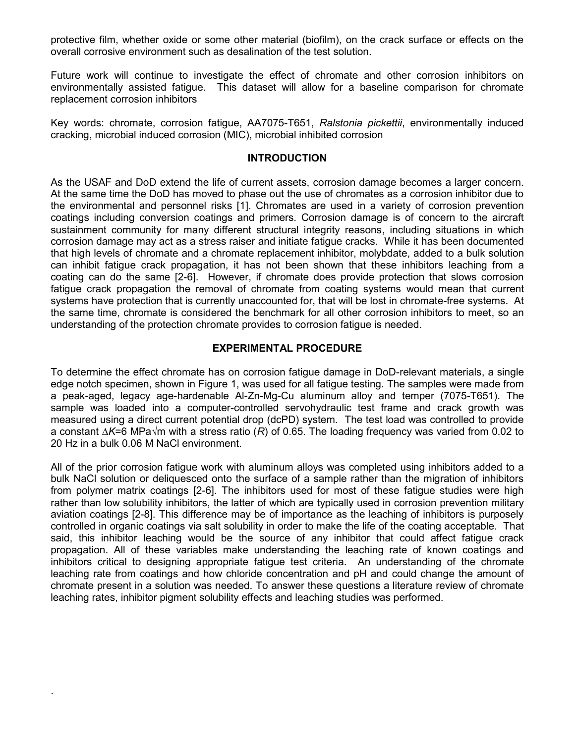protective film, whether oxide or some other material (biofilm), on the crack surface or effects on the overall corrosive environment such as desalination of the test solution.

Future work will continue to investigate the effect of chromate and other corrosion inhibitors on environmentally assisted fatigue. This dataset will allow for a baseline comparison for chromate replacement corrosion inhibitors

Key words: chromate, corrosion fatigue, AA7075-T651, *Ralstonia pickettii*, environmentally induced cracking, microbial induced corrosion (MIC), microbial inhibited corrosion

## INTRODUCTION

As the USAF and DoD extend the life of current assets, corrosion damage becomes a larger concern. At the same time the DoD has moved to phase out the use of chromates as a corrosion inhibitor due to the environmental and personnel risks [1]. Chromates are used in a variety of corrosion prevention coatings including conversion coatings and primers. Corrosion damage is of concern to the aircraft sustainment community for many different structural integrity reasons, including situations in which corrosion damage may act as a stress raiser and initiate fatigue cracks. While it has been documented that high levels of chromate and a chromate replacement inhibitor, molybdate, added to a bulk solution can inhibit fatigue crack propagation, it has not been shown that these inhibitors leaching from a coating can do the same [2-6]. However, if chromate does provide protection that slows corrosion fatigue crack propagation the removal of chromate from coating systems would mean that current systems have protection that is currently unaccounted for, that will be lost in chromate-free systems. At the same time, chromate is considered the benchmark for all other corrosion inhibitors to meet, so an understanding of the protection chromate provides to corrosion fatigue is needed.

## EXPERIMENTAL PROCEDURE

To determine the effect chromate has on corrosion fatigue damage in DoD-relevant materials, a single edge notch specimen, shown in Figure 1, was used for all fatigue testing. The samples were made from a peak-aged, legacy age-hardenable Al-Zn-Mg-Cu aluminum alloy and temper (7075-T651). The sample was loaded into a computer-controlled servohydraulic test frame and crack growth was measured using a direct current potential drop (dcPD) system. The test load was controlled to provide a constant $\Delta K$=6 MPa$\sqrt{m}$ with a stress ratio ($R$) of 0.65. The loading frequency was varied from 0.02 to 20 Hz in a bulk 0.06 M NaCl environment.

All of the prior corrosion fatigue work with aluminum alloys was completed using inhibitors added to a bulk NaCl solution or deliquesced onto the surface of a sample rather than the migration of inhibitors from polymer matrix coatings [2-6]. The inhibitors used for most of these fatigue studies were high rather than low solubility inhibitors, the latter of which are typically used in corrosion prevention military aviation coatings [2-8]. This difference may be of importance as the leaching of inhibitors is purposely controlled in organic coatings via salt solubility in order to make the life of the coating acceptable. That said, this inhibitor leaching would be the source of any inhibitor that could affect fatigue crack propagation. All of these variables make understanding the leaching rate of known coatings and inhibitors critical to designing appropriate fatigue test criteria. An understanding of the chromate leaching rate from coatings and how chloride concentration and pH and could change the amount of chromate present in a solution was needed. To answer these questions a literature review of chromate leaching rates, inhibitor pigment solubility effects and leaching studies was performed.

.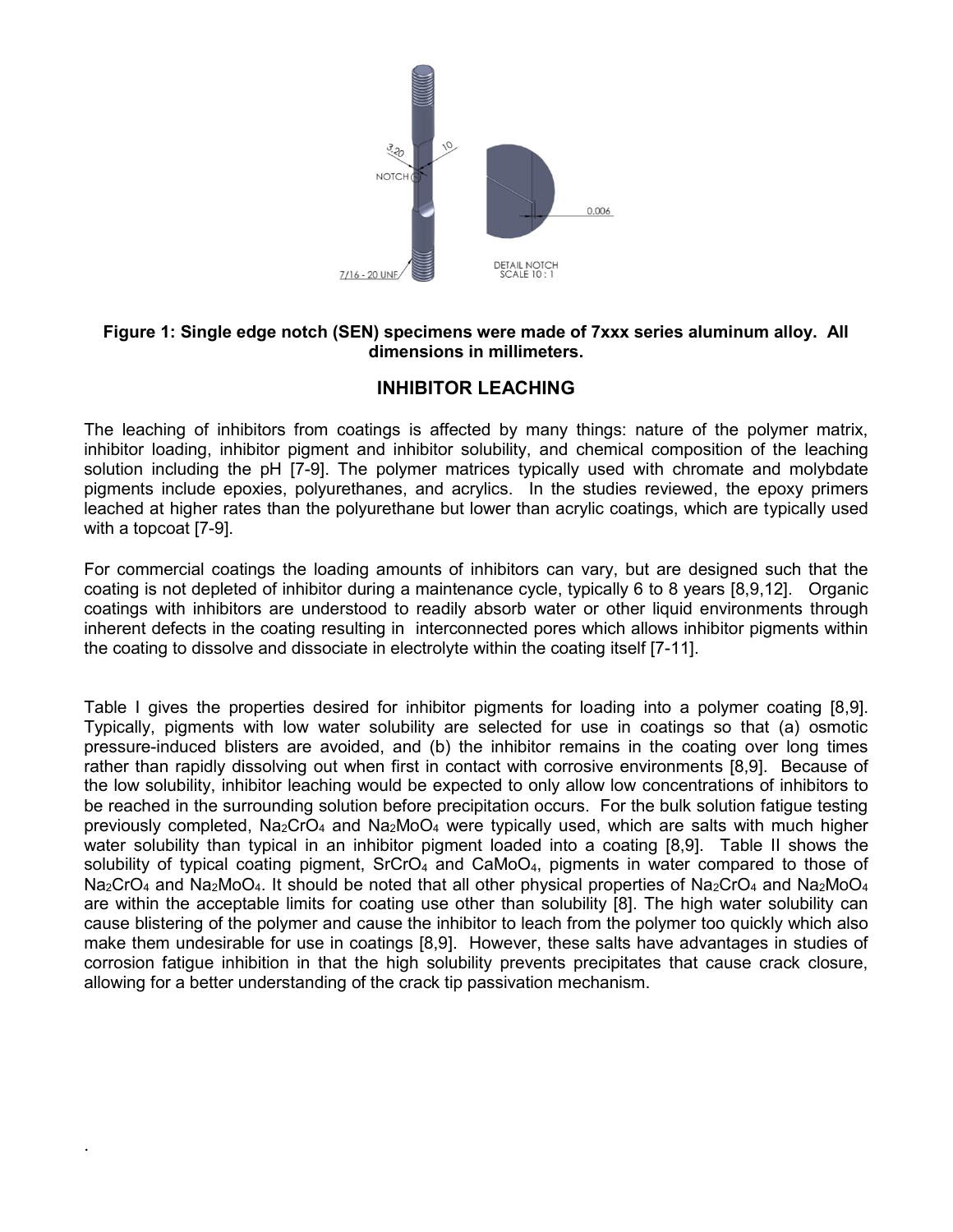**Figure 1: Single edge notch (SEN) specimens were made of 7xxx series aluminum alloy. All dimensions in millimeters.**

## INHIBITOR LEACHING

The leaching of inhibitors from coatings is affected by many things: nature of the polymer matrix, inhibitor loading, inhibitor pigment and inhibitor solubility, and chemical composition of the leaching solution including the pH [7-9]. The polymer matrices typically used with chromate and molybdate pigments include epoxies, polyurethanes, and acrylics. In the studies reviewed, the epoxy primers leached at higher rates than the polyurethane but lower than acrylic coatings, which are typically used with a topcoat [7-9].

For commercial coatings the loading amounts of inhibitors can vary, but are designed such that the coating is not depleted of inhibitor during a maintenance cycle, typically 6 to 8 years [8,9,12]. Organic coatings with inhibitors are understood to readily absorb water or other liquid environments through inherent defects in the coating resulting in interconnected pores which allows inhibitor pigments within the coating to dissolve and dissociate in electrolyte within the coating itself [7-11].

Table I gives the properties desired for inhibitor pigments for loading into a polymer coating [8,9]. Typically, pigments with low water solubility are selected for use in coatings so that (a) osmotic pressure-induced blisters are avoided, and (b) the inhibitor remains in the coating over long times rather than rapidly dissolving out when first in contact with corrosive environments [8,9]. Because of the low solubility, inhibitor leaching would be expected to only allow low concentrations of inhibitors to be reached in the surrounding solution before precipitation occurs. For the bulk solution fatigue testing previously completed, $Na_2CrO_4$ and $Na_2MoO_4$ were typically used, which are salts with much higher water solubility than typical in an inhibitor pigment loaded into a coating [8,9]. Table II shows the solubility of typical coating pigment, $SrCrO_4$ and $CaMoO_4$, pigments in water compared to those of $Na_2CrO_4$ and $Na_2MoO_4$. It should be noted that all other physical properties of $Na_2CrO_4$ and $Na_2MoO_4$ are within the acceptable limits for coating use other than solubility [8]. The high water solubility can cause blistering of the polymer and cause the inhibitor to leach from the polymer too quickly which also make them undesirable for use in coatings [8,9]. However, these salts have advantages in studies of corrosion fatigue inhibition in that the high solubility prevents precipitates that cause crack closure, allowing for a better understanding of the crack tip passivation mechanism.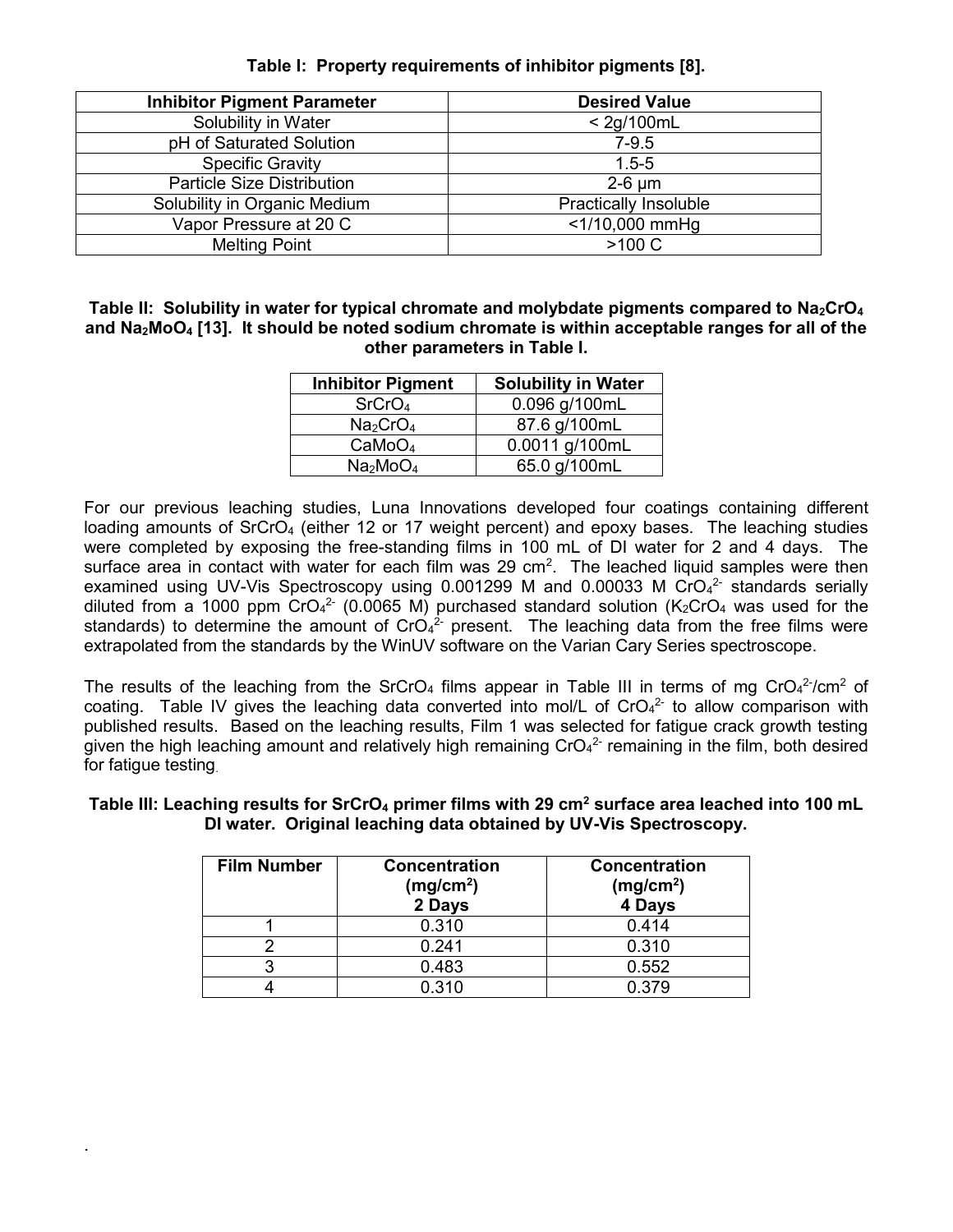**Table I: Property requirements of inhibitor pigments [8].**

| Inhibitor Pigment Parameter | Desired Value |
|---|---|
| Solubility in Water | < 2g/100mL |
| pH of Saturated Solution | 7-9.5 |
| Specific Gravity | 1.5-5 |
| Particle Size Distribution | 2-6 μm |
| Solubility in Organic Medium | Practically Insoluble |
| Vapor Pressure at 20 C | <1/10,000 mmHg |
| Melting Point | >100 C |

**Table II: Solubility in water for typical chromate and molybdate pigments compared to $Na_2CrO_4$ and $Na_2MoO_4$ [13]. It should be noted sodium chromate is within acceptable ranges for all of the other parameters in Table I.**

| Inhibitor Pigment | Solubility in Water |
|---|---|
| $SrCrO_4$ | 0.096 g/100mL |
| $Na_2CrO_4$ | 87.6 g/100mL |
| $CaMoO_4$ | 0.0011 g/100mL |
| $Na_2MoO_4$ | 65.0 g/100mL |

For our previous leaching studies, Luna Innovations developed four coatings containing different loading amounts of $SrCrO_4$ (either 12 or 17 weight percent) and epoxy bases. The leaching studies were completed by exposing the free-standing films in 100 mL of DI water for 2 and 4 days. The surface area in contact with water for each film was 29 $cm^2$. The leached liquid samples were then examined using UV-Vis Spectroscopy using 0.001299 M and 0.00033 M $CrO_4^{2-}$ standards serially diluted from a 1000 ppm $CrO_4^{2-}$ (0.0065 M) purchased standard solution ($K_2CrO_4$ was used for the standards) to determine the amount of $CrO_4^{2-}$ present. The leaching data from the free films were extrapolated from the standards by the WinUV software on the Varian Cary Series spectroscope.

The results of the leaching from the $SrCrO_4$ films appear in Table III in terms of mg $CrO_4^{2-}$/$cm^2$ of coating. Table IV gives the leaching data converted into mol/L of $CrO_4^{2-}$ to allow comparison with published results. Based on the leaching results, Film 1 was selected for fatigue crack growth testing given the high leaching amount and relatively high remaining $CrO_4^{2-}$ remaining in the film, both desired for fatigue testing.

**Table III: Leaching results for $SrCrO_4$ primer films with 29 $cm^2$ surface area leached into 100 mL DI water. Original leaching data obtained by UV-Vis Spectroscopy.**

| Film Number | Concentration ($mg/cm^2$) 2 Days | Concentration ($mg/cm^2$) 4 Days |
|---|---|---|
| 1 | 0.310 | 0.414 |
| 2 | 0.241 | 0.310 |
| 3 | 0.483 | 0.552 |
| 4 | 0.310 | 0.379 |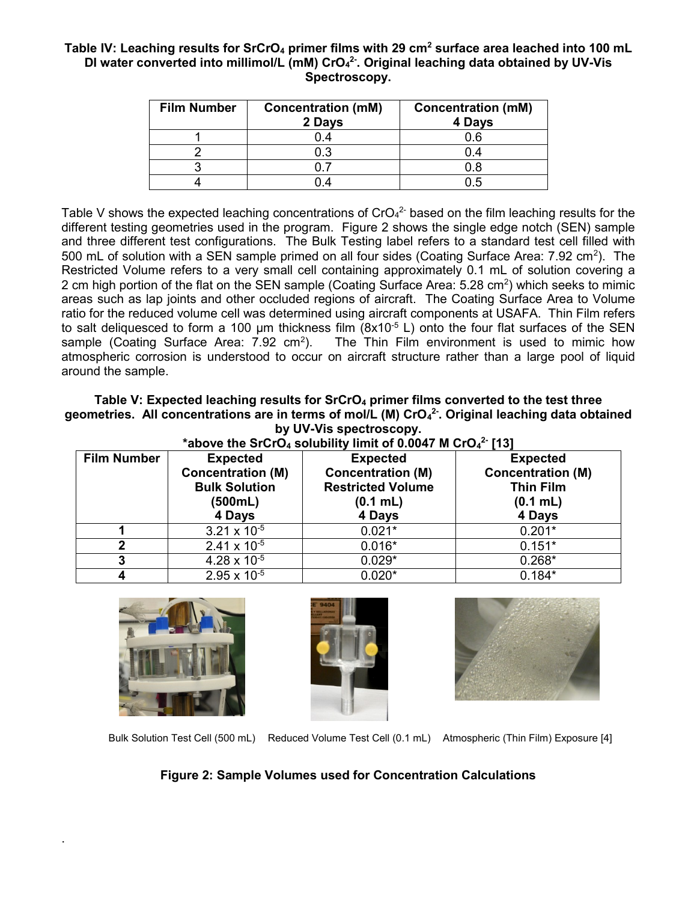**Table IV: Leaching results for $SrCrO_4$ primer films with 29 $cm^2$ surface area leached into 100 mL DI water converted into millimol/L (mM) $CrO_4^{2-}$. Original leaching data obtained by UV-Vis Spectroscopy.**

| Film Number | Concentration (mM) 2 Days | Concentration (mM) 4 Days |
|---|---|---|
| 1 | 0.4 | 0.6 |
| 2 | 0.3 | 0.4 |
| 3 | 0.7 | 0.8 |
| 4 | 0.4 | 0.5 |

Table V shows the expected leaching concentrations of $CrO_4^{2-}$ based on the film leaching results for the different testing geometries used in the program. Figure 2 shows the single edge notch (SEN) sample and three different test configurations. The Bulk Testing label refers to a standard test cell filled with 500 mL of solution with a SEN sample primed on all four sides (Coating Surface Area: 7.92 $cm^2$). The Restricted Volume refers to a very small cell containing approximately 0.1 mL of solution covering a 2 cm high portion of the flat on the SEN sample (Coating Surface Area: 5.28 $cm^2$) which seeks to mimic areas such as lap joints and other occluded regions of aircraft. The Coating Surface Area to Volume ratio for the reduced volume cell was determined using aircraft components at USAFA. Thin Film refers to salt deliquesced to form a 100 µm thickness film ($8 \times 10^{-5}$ L) onto the four flat surfaces of the SEN sample (Coating Surface Area: 7.92 $cm^2$). The Thin Film environment is used to mimic how atmospheric corrosion is understood to occur on aircraft structure rather than a large pool of liquid around the sample.

**Table V: Expected leaching results for $SrCrO_4$ primer films converted to the test three geometries. All concentrations are in terms of mol/L (M) $CrO_4^{2-}$. Original leaching data obtained by UV-Vis spectroscopy.**
**\*above the $SrCrO_4$ solubility limit of 0.0047 M $CrO_4^{2-}$ [13]**

| Film Number | Expected Concentration (M) Bulk Solution (500mL) 4 Days | Expected Concentration (M) Restricted Volume (0.1 mL) 4 Days | Expected Concentration (M) Thin Film (0.1 mL) 4 Days |
|---|---|---|---|
| 1 | $3.21 \times 10^{-5}$ | 0.021* | 0.201* |
| 2 | $2.41 \times 10^{-5}$ | 0.016* | 0.151* |
| 3 | $4.28 \times 10^{-5}$ | 0.029* | 0.268* |
| 4 | $2.95 \times 10^{-5}$ | 0.020* | 0.184* |

Bulk Solution Test Cell (500 mL) Reduced Volume Test Cell (0.1 mL) Atmospheric (Thin Film) Exposure [4]

**Figure 2: Sample Volumes used for Concentration Calculations**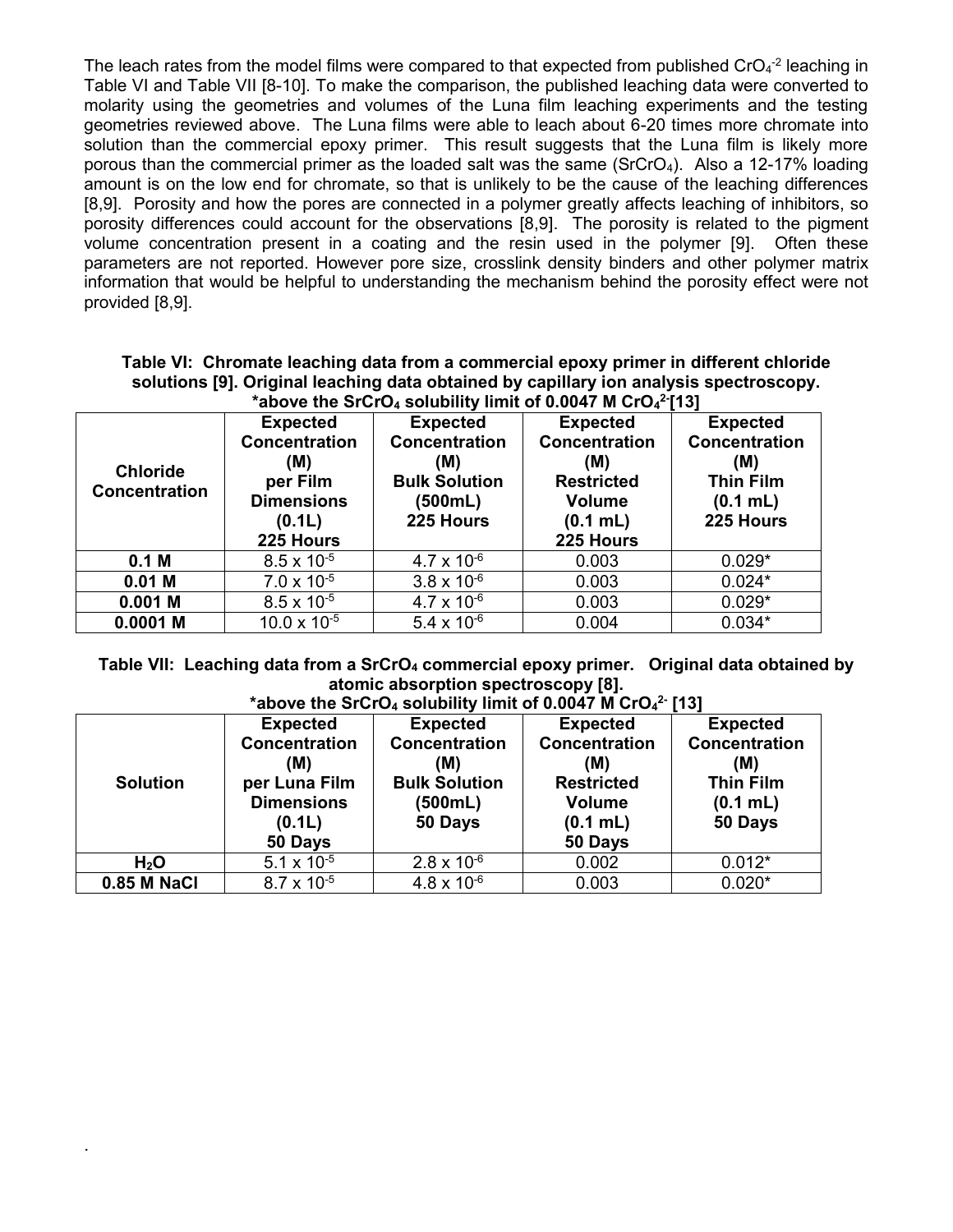The leach rates from the model films were compared to that expected from published $CrO_4^{-2}$ leaching in Table VI and Table VII [8-10]. To make the comparison, the published leaching data were converted to molarity using the geometries and volumes of the Luna film leaching experiments and the testing geometries reviewed above. The Luna films were able to leach about 6-20 times more chromate into solution than the commercial epoxy primer. This result suggests that the Luna film is likely more porous than the commercial primer as the loaded salt was the same ($SrCrO_4$). Also a 12-17% loading amount is on the low end for chromate, so that is unlikely to be the cause of the leaching differences [8,9]. Porosity and how the pores are connected in a polymer greatly affects leaching of inhibitors, so porosity differences could account for the observations [8,9]. The porosity is related to the pigment volume concentration present in a coating and the resin used in the polymer [9]. Often these parameters are not reported. However pore size, crosslink density binders and other polymer matrix information that would be helpful to understanding the mechanism behind the porosity effect were not provided [8,9].

**Table VI: Chromate leaching data from a commercial epoxy primer in different chloride solutions [9]. Original leaching data obtained by capillary ion analysis spectroscopy. *above the $SrCrO_4$ solubility limit of 0.0047 M $CrO_4^{2-}$[13]**

| Chloride Concentration | Expected Concentration (M) per Film Dimensions (0.1L) 225 Hours | Expected Concentration (M) Bulk Solution (500mL) 225 Hours | Expected Concentration (M) Restricted Volume (0.1 mL) 225 Hours | Expected Concentration (M) Thin Film (0.1 mL) 225 Hours |
|---|---|---|---|---|
| 0.1 M | $8.5 \times 10^{-5}$ | $4.7 \times 10^{-6}$ | 0.003 | 0.029* |
| 0.01 M | $7.0 \times 10^{-5}$ | $3.8 \times 10^{-6}$ | 0.003 | 0.024* |
| 0.001 M | $8.5 \times 10^{-5}$ | $4.7 \times 10^{-6}$ | 0.003 | 0.029* |
| 0.0001 M | $10.0 \times 10^{-5}$ | $5.4 \times 10^{-6}$ | 0.004 | 0.034* |

**Table VII: Leaching data from a $SrCrO_4$ commercial epoxy primer. Original data obtained by atomic absorption spectroscopy [8]. *above the $SrCrO_4$ solubility limit of 0.0047 M $CrO_4^{2-}$ [13]**

| Solution | Expected Concentration (M) per Luna Film Dimensions (0.1L) 50 Days | Expected Concentration (M) Bulk Solution (500mL) 50 Days | Expected Concentration (M) Restricted Volume (0.1 mL) 50 Days | Expected Concentration (M) Thin Film (0.1 mL) 50 Days |
|---|---|---|---|---|
| $H_2O$ | $5.1 \times 10^{-5}$ | $2.8 \times 10^{-6}$ | 0.002 | 0.012* |
| 0.85 M NaCl | $8.7 \times 10^{-5}$ | $4.8 \times 10^{-6}$ | 0.003 | 0.020* |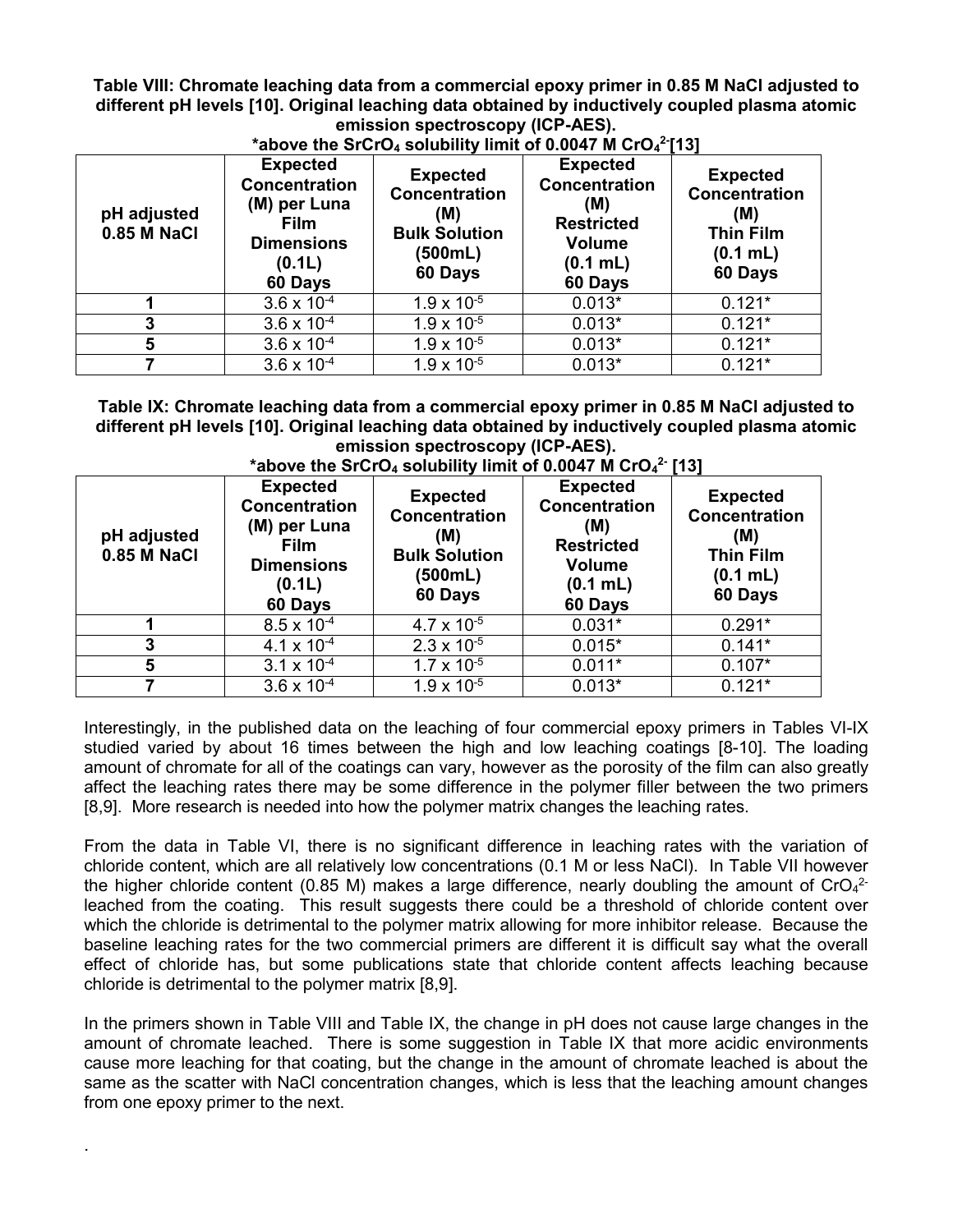**Table VIII: Chromate leaching data from a commercial epoxy primer in 0.85 M NaCl adjusted to different pH levels [10]. Original leaching data obtained by inductively coupled plasma atomic emission spectroscopy (ICP-AES).**
**\*above the $SrCrO_4$ solubility limit of 0.0047 M $CrO_4^{2-}$[13]**

| pH adjusted 0.85 M NaCl | Expected Concentration (M) per Luna Film Dimensions (0.1L) 60 Days | Expected Concentration (M) Bulk Solution (500mL) 60 Days | Expected Concentration (M) Restricted Volume (0.1 mL) 60 Days | Expected Concentration (M) Thin Film (0.1 mL) 60 Days |
|---|---|---|---|---|
| 1 | $3.6 \times 10^{-4}$ | $1.9 \times 10^{-5}$ | 0.013* | 0.121* |
| 3 | $3.6 \times 10^{-4}$ | $1.9 \times 10^{-5}$ | 0.013* | 0.121* |
| 5 | $3.6 \times 10^{-4}$ | $1.9 \times 10^{-5}$ | 0.013* | 0.121* |
| 7 | $3.6 \times 10^{-4}$ | $1.9 \times 10^{-5}$ | 0.013* | 0.121* |

**Table IX: Chromate leaching data from a commercial epoxy primer in 0.85 M NaCl adjusted to different pH levels [10]. Original leaching data obtained by inductively coupled plasma atomic emission spectroscopy (ICP-AES).**
**\*above the $SrCrO_4$ solubility limit of 0.0047 M $CrO_4^{2-}$ [13]**

| pH adjusted 0.85 M NaCl | Expected Concentration (M) per Luna Film Dimensions (0.1L) 60 Days | Expected Concentration (M) Bulk Solution (500mL) 60 Days | Expected Concentration (M) Restricted Volume (0.1 mL) 60 Days | Expected Concentration (M) Thin Film (0.1 mL) 60 Days |
|---|---|---|---|---|
| 1 | $8.5 \times 10^{-4}$ | $4.7 \times 10^{-5}$ | 0.031* | 0.291* |
| 3 | $4.1 \times 10^{-4}$ | $2.3 \times 10^{-5}$ | 0.015* | 0.141* |
| 5 | $3.1 \times 10^{-4}$ | $1.7 \times 10^{-5}$ | 0.011* | 0.107* |
| 7 | $3.6 \times 10^{-4}$ | $1.9 \times 10^{-5}$ | 0.013* | 0.121* |

Interestingly, in the published data on the leaching of four commercial epoxy primers in Tables VI-IX studied varied by about 16 times between the high and low leaching coatings [8-10]. The loading amount of chromate for all of the coatings can vary, however as the porosity of the film can also greatly affect the leaching rates there may be some difference in the polymer filler between the two primers [8,9]. More research is needed into how the polymer matrix changes the leaching rates.

From the data in Table VI, there is no significant difference in leaching rates with the variation of chloride content, which are all relatively low concentrations (0.1 M or less NaCl). In Table VII however the higher chloride content (0.85 M) makes a large difference, nearly doubling the amount of $CrO_4^{2-}$ leached from the coating. This result suggests there could be a threshold of chloride content over which the chloride is detrimental to the polymer matrix allowing for more inhibitor release. Because the baseline leaching rates for the two commercial primers are different it is difficult say what the overall effect of chloride has, but some publications state that chloride content affects leaching because chloride is detrimental to the polymer matrix [8,9].

In the primers shown in Table VIII and Table IX, the change in pH does not cause large changes in the amount of chromate leached. There is some suggestion in Table IX that more acidic environments cause more leaching for that coating, but the change in the amount of chromate leached is about the same as the scatter with NaCl concentration changes, which is less that the leaching amount changes from one epoxy primer to the next.

.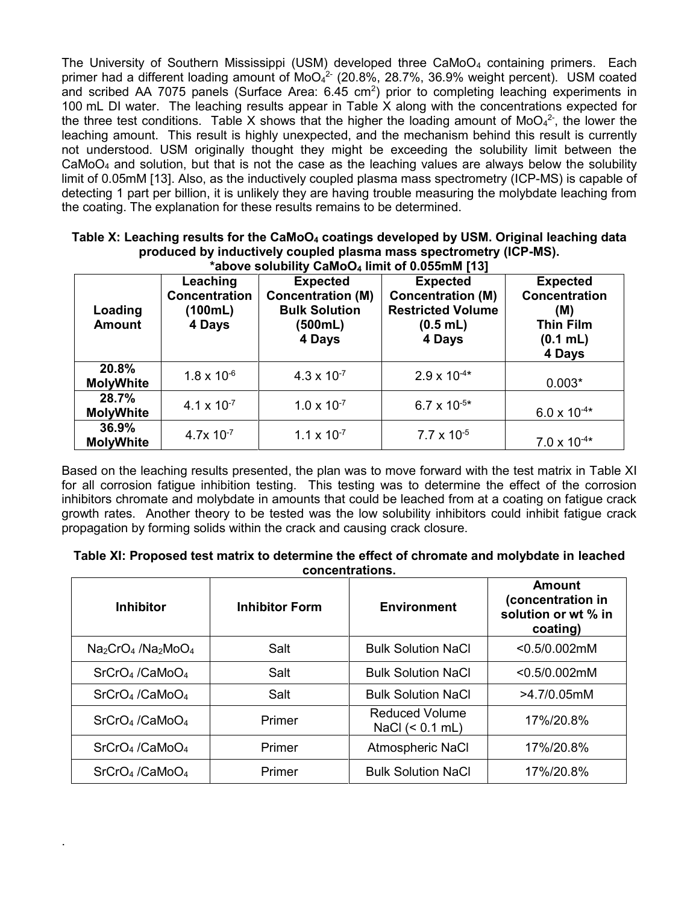The University of Southern Mississippi (USM) developed three $CaMoO_4$ containing primers. Each primer had a different loading amount of $MoO_4^{2-}$ (20.8%, 28.7%, 36.9% weight percent). USM coated and scribed AA 7075 panels (Surface Area: 6.45 $cm^2$) prior to completing leaching experiments in 100 mL DI water. The leaching results appear in Table X along with the concentrations expected for the three test conditions. Table X shows that the higher the loading amount of $MoO_4^{2-}$, the lower the leaching amount. This result is highly unexpected, and the mechanism behind this result is currently not understood. USM originally thought they might be exceeding the solubility limit between the $CaMoO_4$ and solution, but that is not the case as the leaching values are always below the solubility limit of 0.05mM [13]. Also, as the inductively coupled plasma mass spectrometry (ICP-MS) is capable of detecting 1 part per billion, it is unlikely they are having trouble measuring the molybdate leaching from the coating. The explanation for these results remains to be determined.

**Table X: Leaching results for the $CaMoO_4$ coatings developed by USM. Original leaching data produced by inductively coupled plasma mass spectrometry (ICP-MS). *above solubility $CaMoO_4$ limit of 0.055mM [13]**

| Loading Amount | Leaching Concentration (100mL) 4 Days | Expected Concentration (M) Bulk Solution (500mL) 4 Days | Expected Concentration (M) Restricted Volume (0.5 mL) 4 Days | Expected Concentration (M) Thin Film (0.1 mL) 4 Days |
|---|---|---|---|---|
| 20.8% MolyWhite | $1.8 \times 10^{-6}$ | $4.3 \times 10^{-7}$ | $2.9 \times 10^{-4}$* | 0.003* |
| 28.7% MolyWhite | $4.1 \times 10^{-7}$ | $1.0 \times 10^{-7}$ | $6.7 \times 10^{-5}$* | $6.0 \times 10^{-4}$* |
| 36.9% MolyWhite | $4.7 \times 10^{-7}$ | $1.1 \times 10^{-7}$ | $7.7 \times 10^{-5}$ | $7.0 \times 10^{-4}$* |

Based on the leaching results presented, the plan was to move forward with the test matrix in Table XI for all corrosion fatigue inhibition testing. This testing was to determine the effect of the corrosion inhibitors chromate and molybdate in amounts that could be leached from at a coating on fatigue crack growth rates. Another theory to be tested was the low solubility inhibitors could inhibit fatigue crack propagation by forming solids within the crack and causing crack closure.

**Table XI: Proposed test matrix to determine the effect of chromate and molybdate in leached concentrations.**

| Inhibitor | Inhibitor Form | Environment | Amount (concentration in solution or wt % in coating) |
|---|---|---|---|
| $Na_2CrO_4$ /$Na_2MoO_4$ | Salt | Bulk Solution NaCl | <0.5/0.002mM |
| $SrCrO_4$ /$CaMoO_4$ | Salt | Bulk Solution NaCl | <0.5/0.002mM |
| $SrCrO_4$ /$CaMoO_4$ | Salt | Bulk Solution NaCl | >4.7/0.05mM |
| $SrCrO_4$ /$CaMoO_4$ | Primer | Reduced Volume NaCl (< 0.1 mL) | 17%/20.8% |
| $SrCrO_4$ /$CaMoO_4$ | Primer | Atmospheric NaCl | 17%/20.8% |
| $SrCrO_4$ /$CaMoO_4$ | Primer | Bulk Solution NaCl | 17%/20.8% |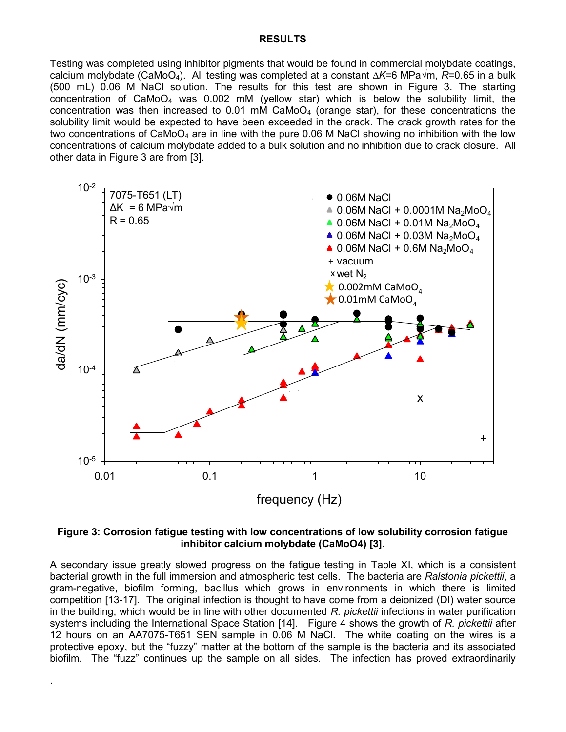**RESULTS**

Testing was completed using inhibitor pigments that would be found in commercial molybdate coatings, calcium molybdate ($CaMoO_4$). All testing was completed at a constant $\Delta K$=6 MPa√m, $R$=0.65 in a bulk (500 mL) 0.06 M NaCl solution. The results for this test are shown in Figure 3. The starting concentration of $CaMoO_4$ was 0.002 mM (yellow star) which is below the solubility limit, the concentration was then increased to 0.01 mM $CaMoO_4$ (orange star), for these concentrations the solubility limit would be expected to have been exceeded in the crack. The crack growth rates for the two concentrations of $CaMoO_4$ are in line with the pure 0.06 M NaCl showing no inhibition with the low concentrations of calcium molybdate added to a bulk solution and no inhibition due to crack closure. All other data in Figure 3 are from [3].

**Figure 3: Corrosion fatigue testing with low concentrations of low solubility corrosion fatigue inhibitor calcium molybdate (CaMoO4) [3].**

A secondary issue greatly slowed progress on the fatigue testing in Table XI, which is a consistent bacterial growth in the full immersion and atmospheric test cells. The bacteria are *Ralstonia pickettii*, a gram-negative, biofilm forming, bacillus which grows in environments in which there is limited competition [13-17]. The original infection is thought to have come from a deionized (DI) water source in the building, which would be in line with other documented *R. pickettii* infections in water purification systems including the International Space Station [14]. Figure 4 shows the growth of *R. pickettii* after 12 hours on an AA7075-T651 SEN sample in 0.06 M NaCl. The white coating on the wires is a protective epoxy, but the "fuzzy" matter at the bottom of the sample is the bacteria and its associated biofilm. The "fuzz" continues up the sample on all sides. The infection has proved extraordinarily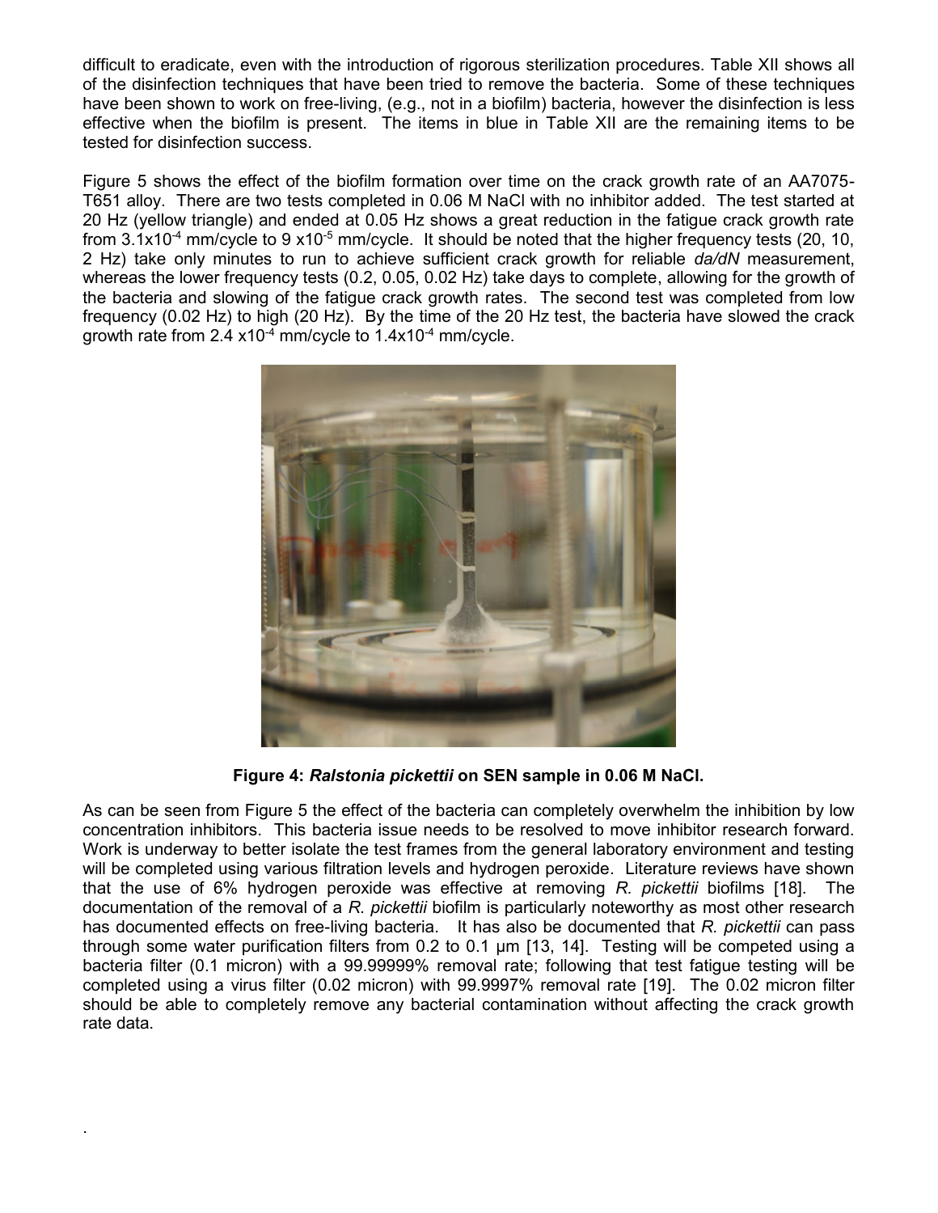difficult to eradicate, even with the introduction of rigorous sterilization procedures. Table XII shows all of the disinfection techniques that have been tried to remove the bacteria. Some of these techniques have been shown to work on free-living, (e.g., not in a biofilm) bacteria, however the disinfection is less effective when the biofilm is present. The items in blue in Table XII are the remaining items to be tested for disinfection success.

Figure 5 shows the effect of the biofilm formation over time on the crack growth rate of an AA7075-T651 alloy. There are two tests completed in 0.06 M NaCl with no inhibitor added. The test started at 20 Hz (yellow triangle) and ended at 0.05 Hz shows a great reduction in the fatigue crack growth rate from $3.1 \times 10^{-4}$ mm/cycle to $9 \times 10^{-5}$ mm/cycle. It should be noted that the higher frequency tests (20, 10, 2 Hz) take only minutes to run to achieve sufficient crack growth for reliable *da/dN* measurement, whereas the lower frequency tests (0.2, 0.05, 0.02 Hz) take days to complete, allowing for the growth of the bacteria and slowing of the fatigue crack growth rates. The second test was completed from low frequency (0.02 Hz) to high (20 Hz). By the time of the 20 Hz test, the bacteria have slowed the crack growth rate from $2.4 \times 10^{-4}$ mm/cycle to $1.4 \times 10^{-4}$ mm/cycle.

**Figure 4: *Ralstonia pickettii* on SEN sample in 0.06 M NaCl.**

As can be seen from Figure 5 the effect of the bacteria can completely overwhelm the inhibition by low concentration inhibitors. This bacteria issue needs to be resolved to move inhibitor research forward. Work is underway to better isolate the test frames from the general laboratory environment and testing will be completed using various filtration levels and hydrogen peroxide. Literature reviews have shown that the use of 6% hydrogen peroxide was effective at removing *R. pickettii* biofilms [18]. The documentation of the removal of a *R. pickettii* biofilm is particularly noteworthy as most other research has documented effects on free-living bacteria. It has also be documented that *R. pickettii* can pass through some water purification filters from 0.2 to 0.1 µm [13, 14]. Testing will be competed using a bacteria filter (0.1 micron) with a 99.99999% removal rate; following that test fatigue testing will be completed using a virus filter (0.02 micron) with 99.9997% removal rate [19]. The 0.02 micron filter should be able to completely remove any bacterial contamination without affecting the crack growth rate data.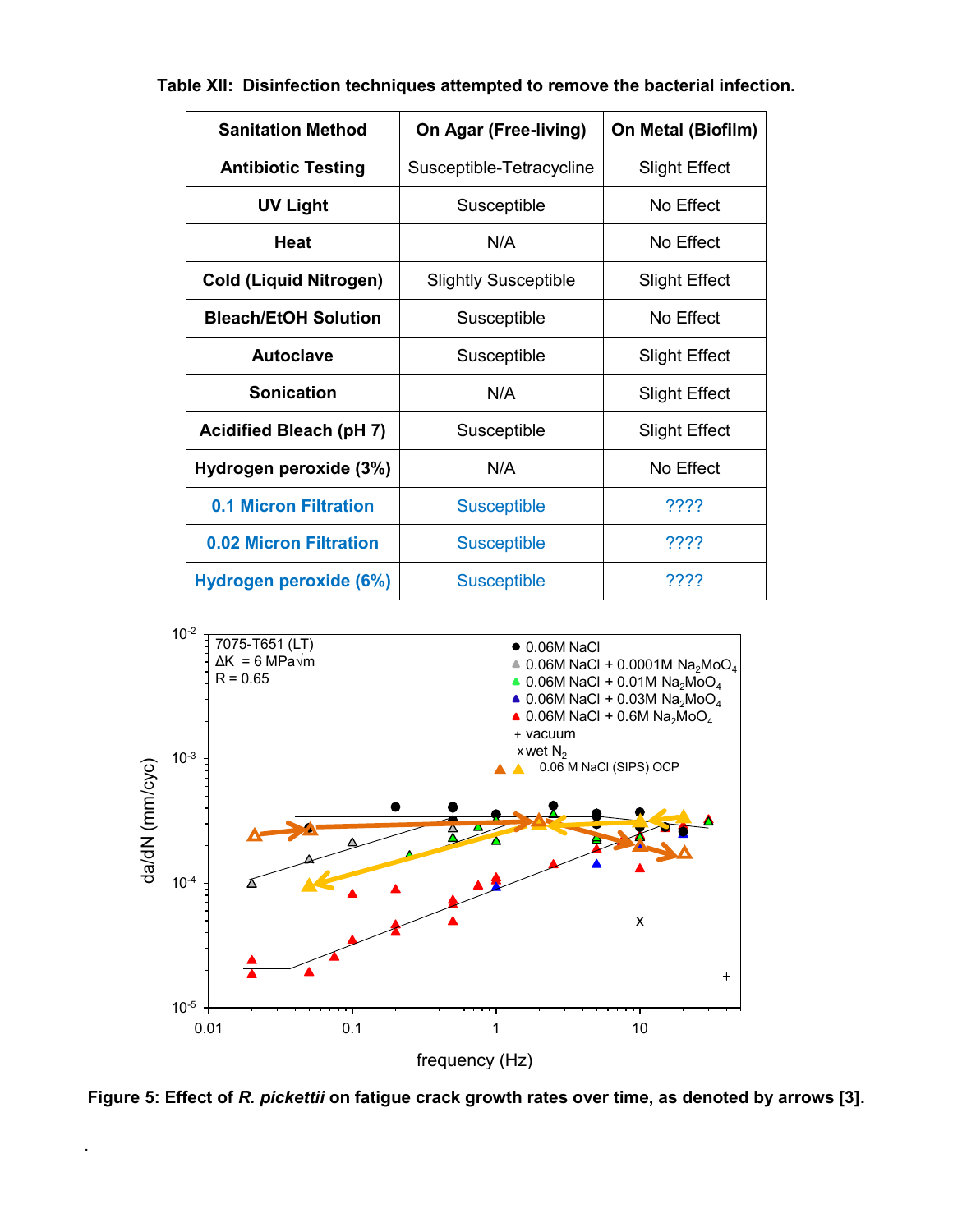**Table XII: Disinfection techniques attempted to remove the bacterial infection.**

| Sanitation Method | On Agar (Free-living) | On Metal (Biofilm) |
|---|---|---|
| Antibiotic Testing | Susceptible-Tetracycline | Slight Effect |
| UV Light | Susceptible | No Effect |
| Heat | N/A | No Effect |
| Cold (Liquid Nitrogen) | Slightly Susceptible | Slight Effect |
| Bleach/EtOH Solution | Susceptible | No Effect |
| Autoclave | Susceptible | Slight Effect |
| Sonication | N/A | Slight Effect |
| Acidified Bleach (pH 7) | Susceptible | Slight Effect |
| Hydrogen peroxide (3%) | N/A | No Effect |
| 0.1 Micron Filtration | Susceptible | ???? |
| 0.02 Micron Filtration | Susceptible | ???? |
| Hydrogen peroxide (6%) | Susceptible | ???? |

**Figure 5: Effect of *R. pickettii* on fatigue crack growth rates over time, as denoted by arrows [3].**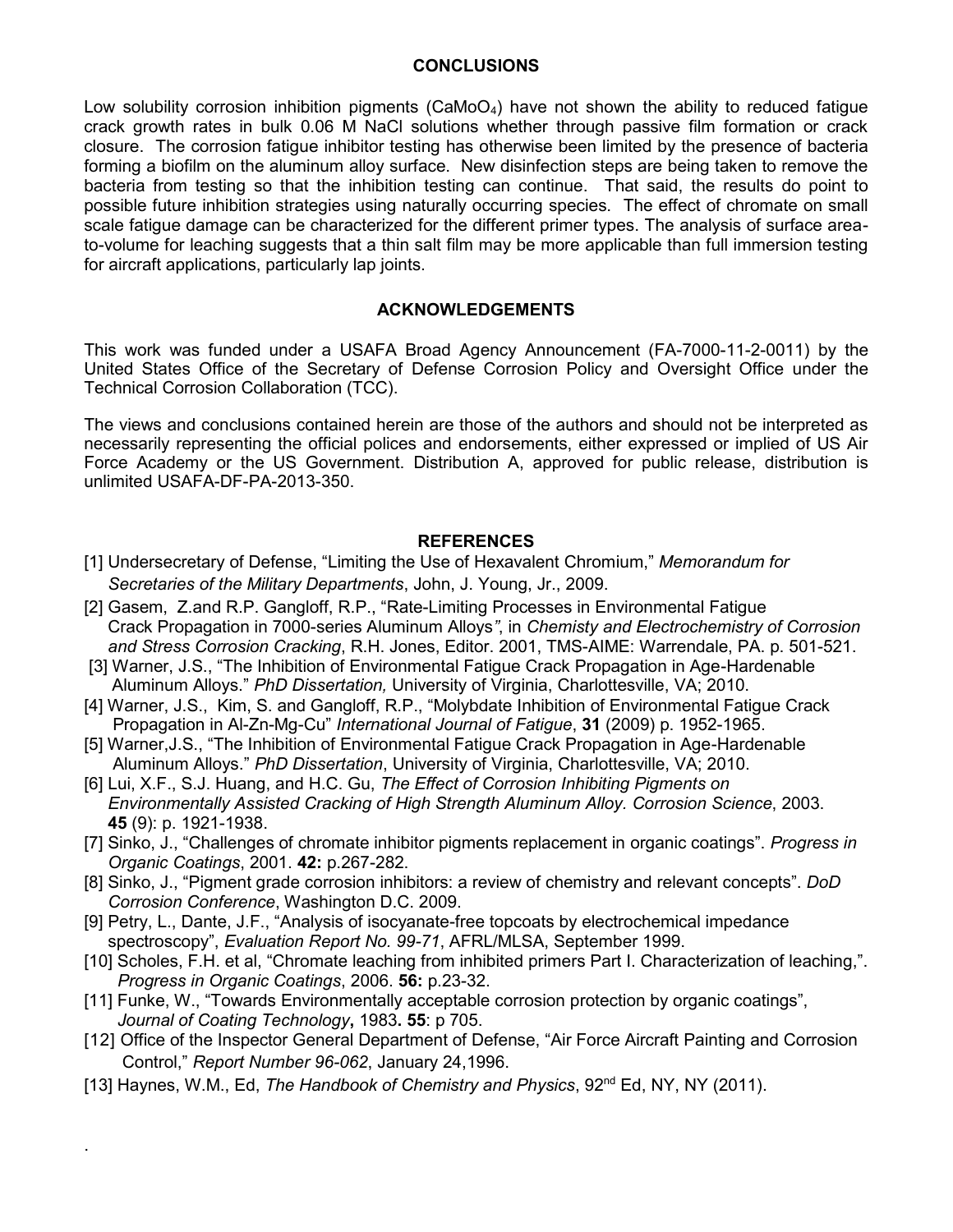## CONCLUSIONS

Low solubility corrosion inhibition pigments ($CaMoO_4$) have not shown the ability to reduced fatigue crack growth rates in bulk 0.06 M NaCl solutions whether through passive film formation or crack closure. The corrosion fatigue inhibitor testing has otherwise been limited by the presence of bacteria forming a biofilm on the aluminum alloy surface. New disinfection steps are being taken to remove the bacteria from testing so that the inhibition testing can continue. That said, the results do point to possible future inhibition strategies using naturally occurring species. The effect of chromate on small scale fatigue damage can be characterized for the different primer types. The analysis of surface area-to-volume for leaching suggests that a thin salt film may be more applicable than full immersion testing for aircraft applications, particularly lap joints.

## ACKNOWLEDGEMENTS

This work was funded under a USAFA Broad Agency Announcement (FA-7000-11-2-0011) by the United States Office of the Secretary of Defense Corrosion Policy and Oversight Office under the Technical Corrosion Collaboration (TCC).

The views and conclusions contained herein are those of the authors and should not be interpreted as necessarily representing the official polices and endorsements, either expressed or implied of US Air Force Academy or the US Government. Distribution A, approved for public release, distribution is unlimited USAFA-DF-PA-2013-350.

## REFERENCES

[1] Undersecretary of Defense, "Limiting the Use of Hexavalent Chromium," *Memorandum for Secretaries of the Military Departments*, John, J. Young, Jr., 2009.

[2] Gasem, Z.and R.P. Gangloff, R.P., "Rate-Limiting Processes in Environmental Fatigue Crack Propagation in 7000-series Aluminum Alloys", in *Chemisty and Electrochemistry of Corrosion and Stress Corrosion Cracking*, R.H. Jones, Editor. 2001, TMS-AIME: Warrendale, PA. p. 501-521.

[3] Warner, J.S., "The Inhibition of Environmental Fatigue Crack Propagation in Age-Hardenable Aluminum Alloys." *PhD Dissertation,* University of Virginia, Charlottesville, VA; 2010.

[4] Warner, J.S., Kim, S. and Gangloff, R.P., "Molybdate Inhibition of Environmental Fatigue Crack Propagation in Al-Zn-Mg-Cu" *International Journal of Fatigue*, **31** (2009) p. 1952-1965.

[5] Warner,J.S., "The Inhibition of Environmental Fatigue Crack Propagation in Age-Hardenable Aluminum Alloys." *PhD Dissertation*, University of Virginia, Charlottesville, VA; 2010.

[6] Lui, X.F., S.J. Huang, and H.C. Gu, *The Effect of Corrosion Inhibiting Pigments on Environmentally Assisted Cracking of High Strength Aluminum Alloy. Corrosion Science*, 2003. **45** (9): p. 1921-1938.

[7] Sinko, J., "Challenges of chromate inhibitor pigments replacement in organic coatings". *Progress in Organic Coatings*, 2001. **42:** p.267-282.

[8] Sinko, J., "Pigment grade corrosion inhibitors: a review of chemistry and relevant concepts". *DoD Corrosion Conference*, Washington D.C. 2009.

[9] Petry, L., Dante, J.F., "Analysis of isocyanate-free topcoats by electrochemical impedance spectroscopy", *Evaluation Report No. 99-71*, AFRL/MLSA, September 1999.

[10] Scholes, F.H. et al, "Chromate leaching from inhibited primers Part I. Characterization of leaching,". *Progress in Organic Coatings*, 2006. **56:** p.23-32.

[11] Funke, W., "Towards Environmentally acceptable corrosion protection by organic coatings", *Journal of Coating Technology***,** 1983**. 55**: p 705.

[12] Office of the Inspector General Department of Defense, "Air Force Aircraft Painting and Corrosion Control," *Report Number 96-062*, January 24,1996.

[13] Haynes, W.M., Ed, *The Handbook of Chemistry and Physics*, 92nd Ed, NY, NY (2011).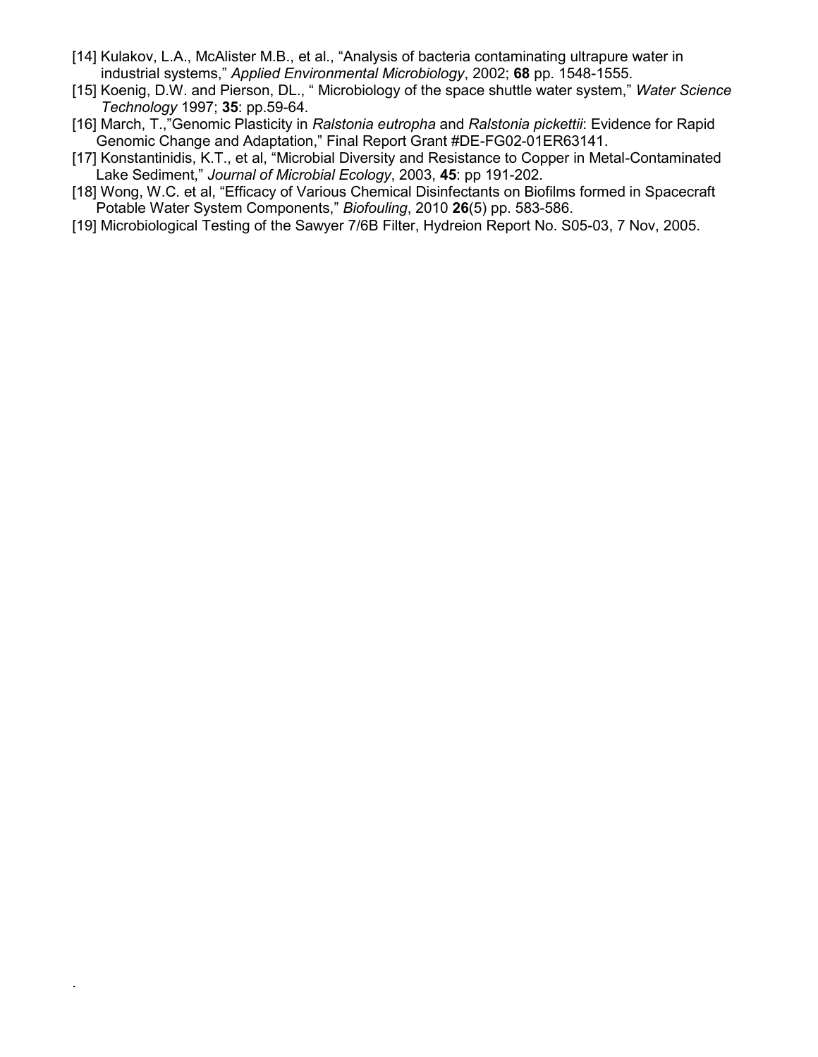[14] Kulakov, L.A., McAlister M.B., et al., "Analysis of bacteria contaminating ultrapure water in industrial systems," *Applied Environmental Microbiology*, 2002; **68** pp. 1548-1555.

[15] Koenig, D.W. and Pierson, DL., " Microbiology of the space shuttle water system," *Water Science Technology* 1997; **35**: pp.59-64.

[16] March, T.,"Genomic Plasticity in *Ralstonia eutropha* and *Ralstonia pickettii*: Evidence for Rapid Genomic Change and Adaptation," Final Report Grant #DE-FG02-01ER63141.

[17] Konstantinidis, K.T., et al, "Microbial Diversity and Resistance to Copper in Metal-Contaminated Lake Sediment," *Journal of Microbial Ecology*, 2003, **45**: pp 191-202.

[18] Wong, W.C. et al, "Efficacy of Various Chemical Disinfectants on Biofilms formed in Spacecraft Potable Water System Components," *Biofouling*, 2010 **26**(5) pp. 583-586.

[19] Microbiological Testing of the Sawyer 7/6B Filter, Hydreion Report No. S05-03, 7 Nov, 2005.